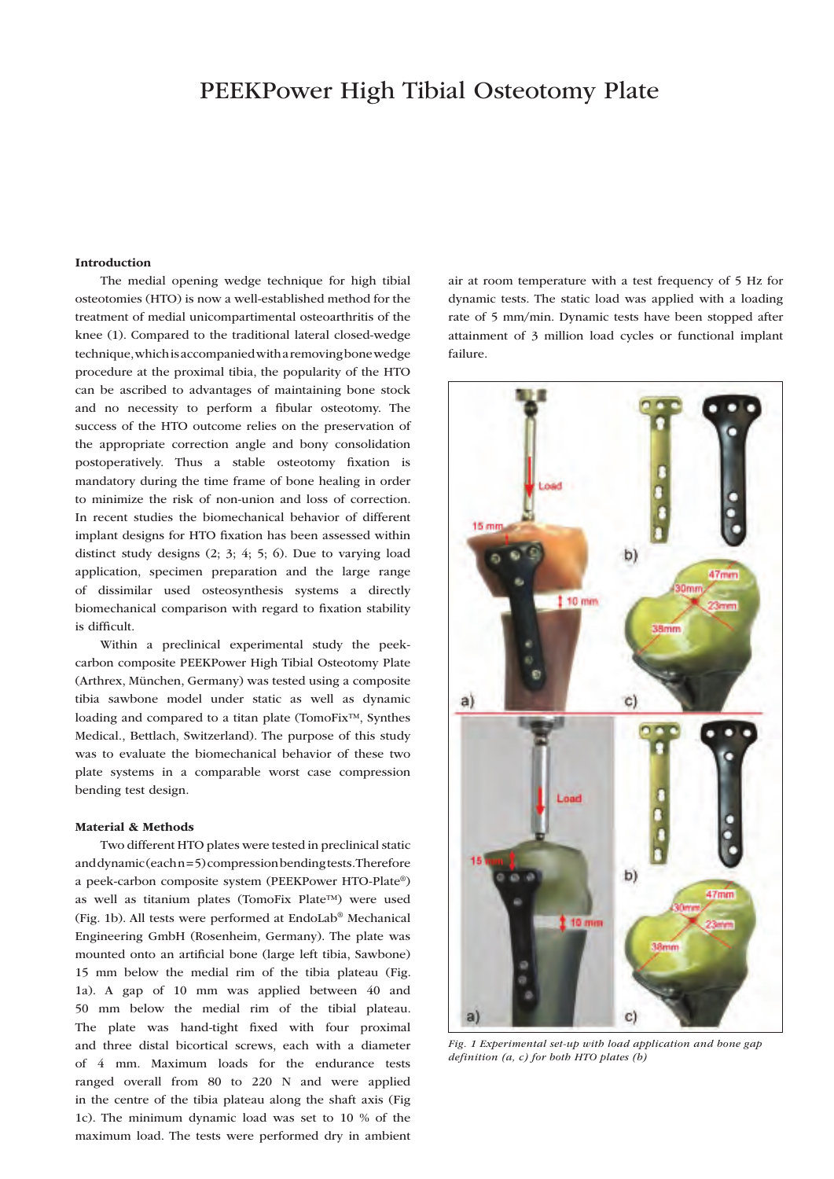# PEEKPower High Tibial Osteotomy Plate

## Introduction

The medial opening wedge technique for high tibial osteotomies (HTO) is now a well-established method for the treatment of medial unicompartimental osteoarthritis of the knee (1). Compared to the traditional lateral closed-wedge technique, which is accompanied with a removing bone wedge procedure at the proximal tibia, the popularity of the HTO can be ascribed to advantages of maintaining bone stock and no necessity to perform a fibular osteotomy. The success of the HTO outcome relies on the preservation of the appropriate correction angle and bony consolidation postoperatively. Thus a stable osteotomy fixation is mandatory during the time frame of bone healing in order to minimize the risk of non-union and loss of correction. In recent studies the biomechanical behavior of different implant designs for HTO fixation has been assessed within distinct study designs (2; 3; 4; 5; 6). Due to varying load application, specimen preparation and the large range of dissimilar used osteosynthesis systems a directly biomechanical comparison with regard to fixation stability is difficult.

Within a preclinical experimental study the peek-carbon composite PEEKPower High Tibial Osteotomy Plate (Arthrex, München, Germany) was tested using a composite tibia sawbone model under static as well as dynamic loading and compared to a titan plate (TomoFix™, Synthes Medical., Bettlach, Switzerland). The purpose of this study was to evaluate the biomechanical behavior of these two plate systems in a comparable worst case compression bending test design.

## Material & Methods

Two different HTO plates were tested in preclinical static and dynamic (each n=5) compression bending tests. Therefore a peek-carbon composite system (PEEKPower HTO-Plate®) as well as titanium plates (TomoFix Plate™) were used (Fig. 1b). All tests were performed at EndoLab® Mechanical Engineering GmbH (Rosenheim, Germany). The plate was mounted onto an artificial bone (large left tibia, Sawbone) 15 mm below the medial rim of the tibia plateau (Fig. 1a). A gap of 10 mm was applied between 40 and 50 mm below the medial rim of the tibial plateau. The plate was hand-tight fixed with four proximal and three distal bicortical screws, each with a diameter of 4 mm. Maximum loads for the endurance tests ranged overall from 80 to 220 N and were applied in the centre of the tibia plateau along the shaft axis (Fig 1c). The minimum dynamic load was set to 10 % of the maximum load. The tests were performed dry in ambient air at room temperature with a test frequency of 5 Hz for dynamic tests. The static load was applied with a loading rate of 5 mm/min. Dynamic tests have been stopped after attainment of 3 million load cycles or functional implant failure.

*Fig. 1 Experimental set-up with load application and bone gap definition (a, c) for both HTO plates (b)*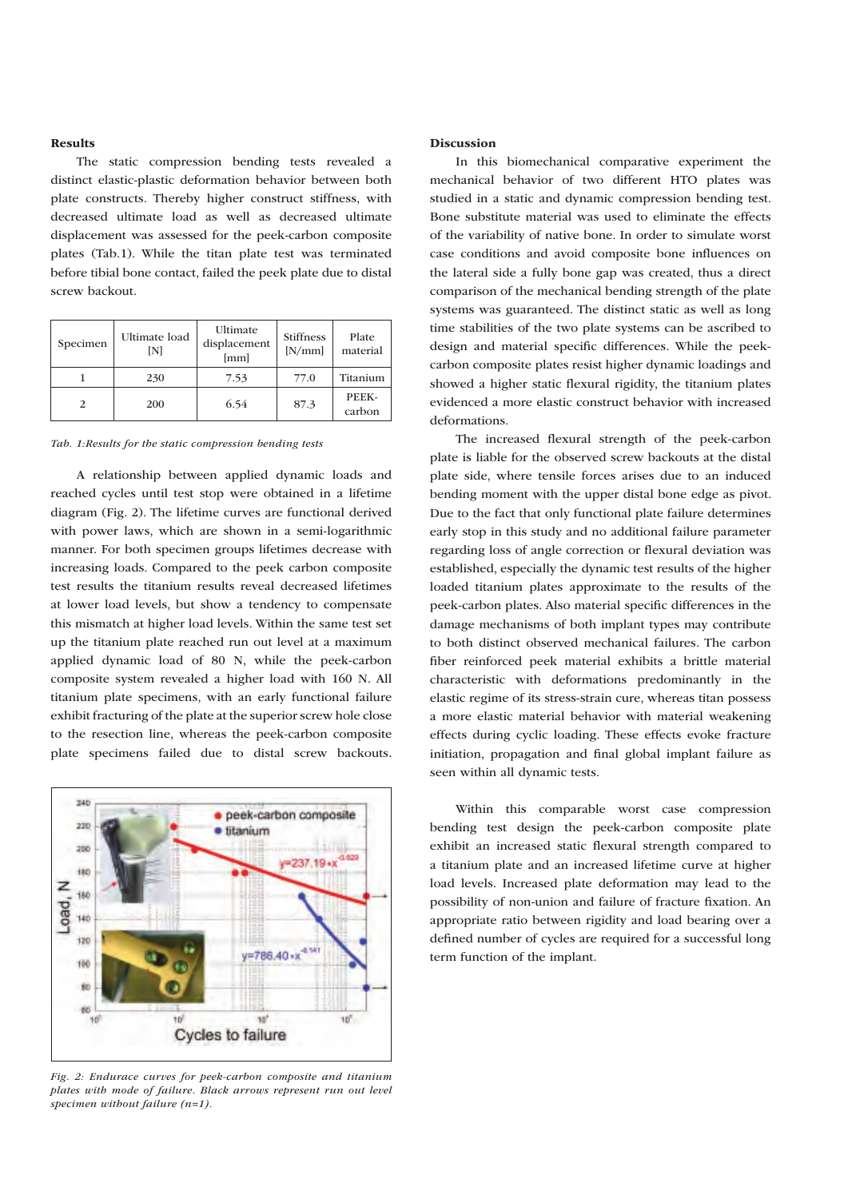## Results

The static compression bending tests revealed a distinct elastic-plastic deformation behavior between both plate constructs. Thereby higher construct stiffness, with decreased ultimate load as well as decreased ultimate displacement was assessed for the peek-carbon composite plates (Tab.1). While the titan plate test was terminated before tibial bone contact, failed the peek plate due to distal screw backout.

| Specimen | Ultimate load [N] | Ultimate displacement [mm] | Stiffness [N/mm] | Plate material |
|---|---|---|---|---|
| 1 | 230 | 7.53 | 77.0 | Titanium |
| 2 | 200 | 6.54 | 87.3 | PEEK-carbon |

*Tab. 1:Results for the static compression bending tests*

A relationship between applied dynamic loads and reached cycles until test stop were obtained in a lifetime diagram (Fig. 2). The lifetime curves are functional derived with power laws, which are shown in a semi-logarithmic manner. For both specimen groups lifetimes decrease with increasing loads. Compared to the peek carbon composite test results the titanium results reveal decreased lifetimes at lower load levels, but show a tendency to compensate this mismatch at higher load levels. Within the same test set up the titanium plate reached run out level at a maximum applied dynamic load of 80 N, while the peek-carbon composite system revealed a higher load with 160 N. All titanium plate specimens, with an early functional failure exhibit fracturing of the plate at the superior screw hole close to the resection line, whereas the peek-carbon composite plate specimens failed due to distal screw backouts.

*Fig. 2: Endurace curves for peek-carbon composite and titanium plates with mode of failure. Black arrows represent run out level specimen without failure (n=1).*

## Discussion

In this biomechanical comparative experiment the mechanical behavior of two different HTO plates was studied in a static and dynamic compression bending test. Bone substitute material was used to eliminate the effects of the variability of native bone. In order to simulate worst case conditions and avoid composite bone influences on the lateral side a fully bone gap was created, thus a direct comparison of the mechanical bending strength of the plate systems was guaranteed. The distinct static as well as long time stabilities of the two plate systems can be ascribed to design and material specific differences. While the peek-carbon composite plates resist higher dynamic loadings and showed a higher static flexural rigidity, the titanium plates evidenced a more elastic construct behavior with increased deformations.

The increased flexural strength of the peek-carbon plate is liable for the observed screw backouts at the distal plate side, where tensile forces arises due to an induced bending moment with the upper distal bone edge as pivot. Due to the fact that only functional plate failure determines early stop in this study and no additional failure parameter regarding loss of angle correction or flexural deviation was established, especially the dynamic test results of the higher loaded titanium plates approximate to the results of the peek-carbon plates. Also material specific differences in the damage mechanisms of both implant types may contribute to both distinct observed mechanical failures. The carbon fiber reinforced peek material exhibits a brittle material characteristic with deformations predominantly in the elastic regime of its stress-strain cure, whereas titan possess a more elastic material behavior with material weakening effects during cyclic loading. These effects evoke fracture initiation, propagation and final global implant failure as seen within all dynamic tests.

Within this comparable worst case compression bending test design the peek-carbon composite plate exhibit an increased static flexural strength compared to a titanium plate and an increased lifetime curve at higher load levels. Increased plate deformation may lead to the possibility of non-union and failure of fracture fixation. An appropriate ratio between rigidity and load bearing over a defined number of cycles are required for a successful long term function of the implant.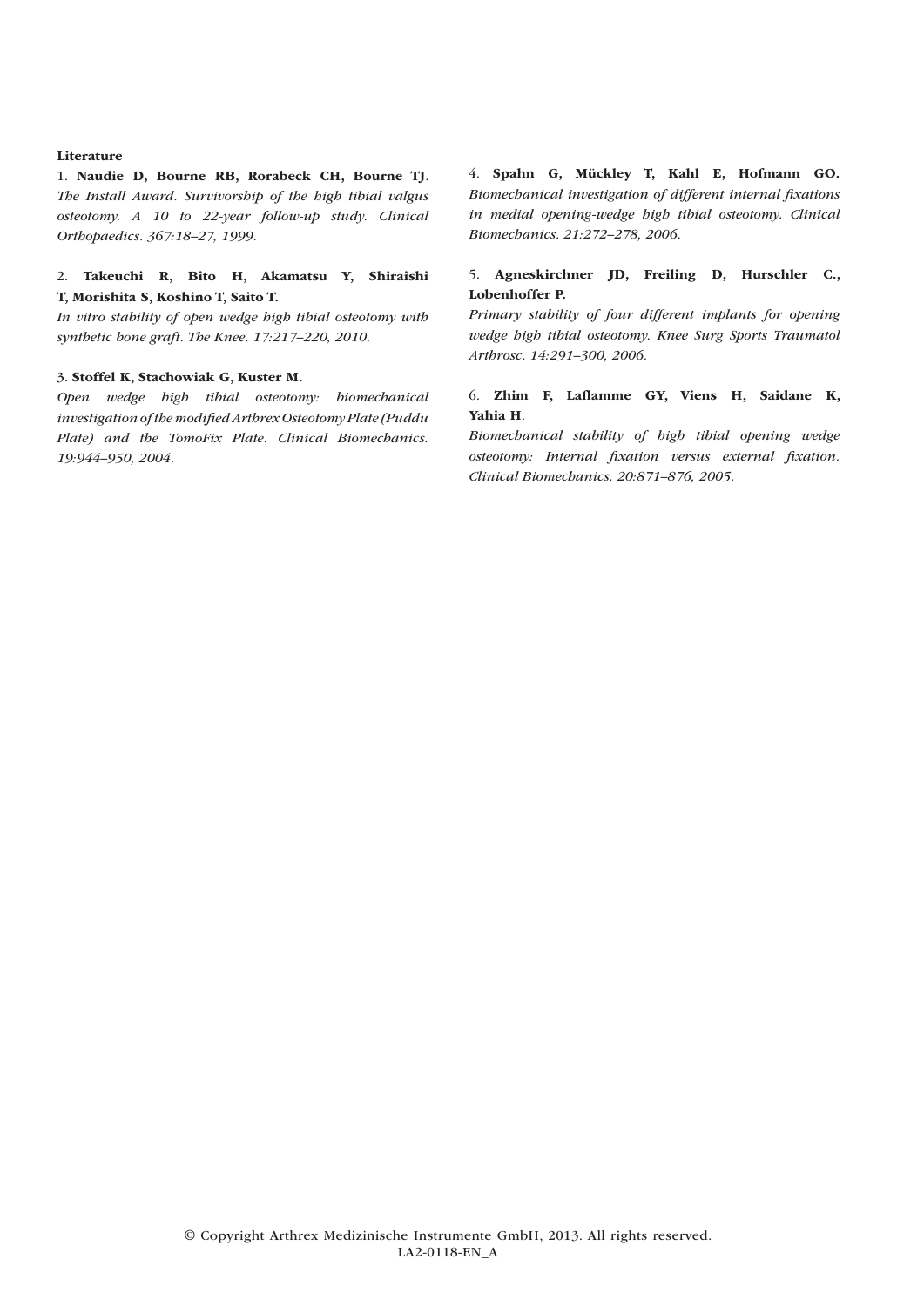**Literature**

1. **Naudie D, Bourne RB, Rorabeck CH, Bourne TJ**. *The Install Award. Survivorship of the high tibial valgus osteotomy. A 10 to 22-year follow-up study. Clinical Orthopaedics. 367:18–27, 1999.*

2. **Takeuchi R, Bito H, Akamatsu Y, Shiraishi T, Morishita S, Koshino T, Saito T.**
*In vitro stability of open wedge high tibial osteotomy with synthetic bone graft. The Knee. 17:217–220, 2010.*

3. **Stoffel K, Stachowiak G, Kuster M.**
*Open wedge high tibial osteotomy: biomechanical investigation of the modified Arthrex Osteotomy Plate (Puddu Plate) and the TomoFix Plate. Clinical Biomechanics. 19:944–950, 2004.*

4. **Spahn G, Mückley T, Kahl E, Hofmann GO.**
*Biomechanical investigation of different internal fixations in medial opening-wedge high tibial osteotomy. Clinical Biomechanics. 21:272–278, 2006.*

5. **Agneskirchner JD, Freiling D, Hurschler C., Lobenhoffer P.**
*Primary stability of four different implants for opening wedge high tibial osteotomy. Knee Surg Sports Traumatol Arthrosc. 14:291–300, 2006.*

6. **Zhim F, Laflamme GY, Viens H, Saidane K, Yahia H**.
*Biomechanical stability of high tibial opening wedge osteotomy: Internal fixation versus external fixation. Clinical Biomechanics. 20:871–876, 2005.*

© Copyright Arthrex Medizinische Instrumente GmbH, 2013. All rights reserved.
LA2-0118-EN_A